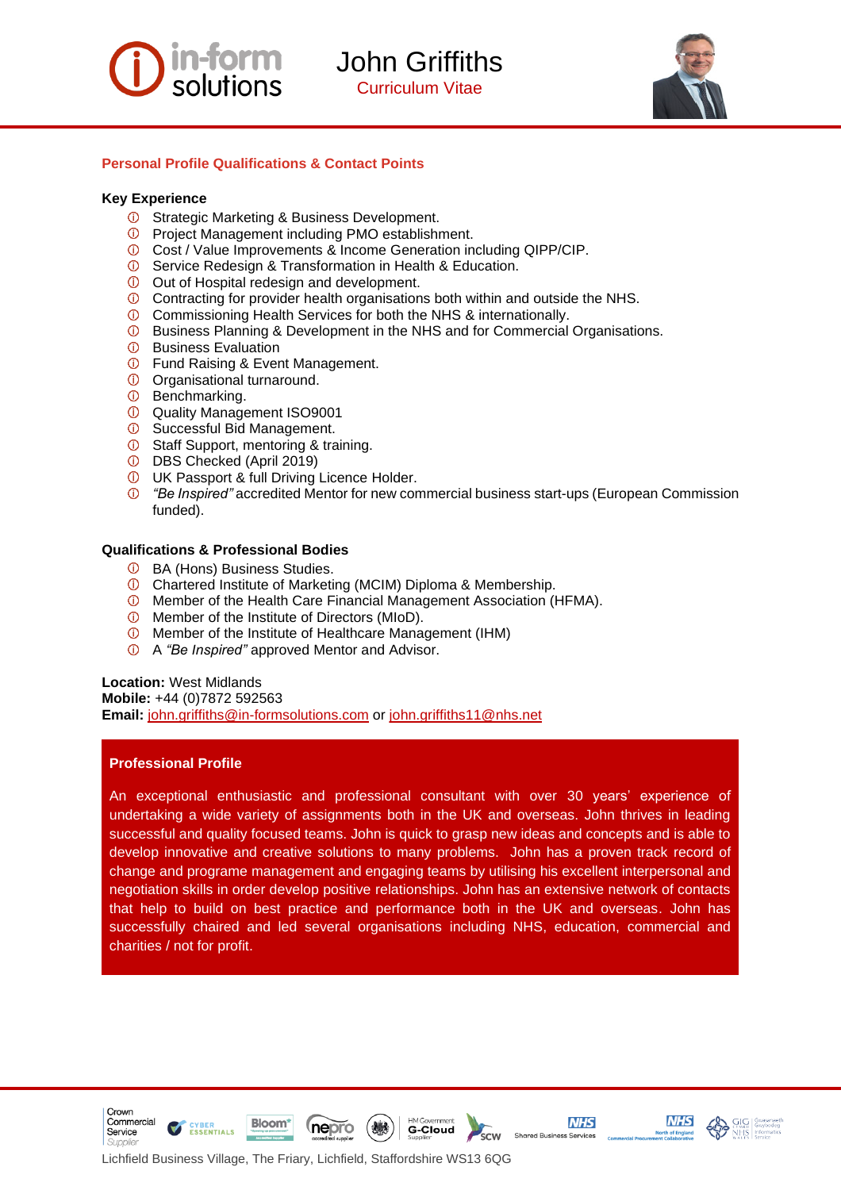# John Griffiths

Curriculum Vitae

## Personal Profile Qualifications & Contact Points

### Key Experience

- Strategic Marketing & Business Development.
- Project Management including PMO establishment.
- Cost / Value Improvements & Income Generation including QIPP/CIP.
- Service Redesign & Transformation in Health & Education.
- Out of Hospital redesign and development.
- Contracting for provider health organisations both within and outside the NHS.
- Commissioning Health Services for both the NHS & internationally.
- Business Planning & Development in the NHS and for Commercial Organisations.
- Business Evaluation
- Fund Raising & Event Management.
- Organisational turnaround.
- Benchmarking.
- Quality Management ISO9001
- Successful Bid Management.
- Staff Support, mentoring & training.
- DBS Checked (April 2019)
- UK Passport & full Driving Licence Holder.
- *"Be Inspired"* accredited Mentor for new commercial business start-ups (European Commission funded).

### Qualifications & Professional Bodies

- BA (Hons) Business Studies.
- Chartered Institute of Marketing (MCIM) Diploma & Membership.
- Member of the Health Care Financial Management Association (HFMA).
- Member of the Institute of Directors (MIoD).
- Member of the Institute of Healthcare Management (IHM)
- A *"Be Inspired"* approved Mentor and Advisor.

**Location:** West Midlands
**Mobile:** +44 (0)7872 592563
**Email:** john.griffiths@in-formsolutions.com or john.griffiths11@nhs.net

## Professional Profile

An exceptional enthusiastic and professional consultant with over 30 years' experience of undertaking a wide variety of assignments both in the UK and overseas. John thrives in leading successful and quality focused teams. John is quick to grasp new ideas and concepts and is able to develop innovative and creative solutions to many problems. John has a proven track record of change and programe management and engaging teams by utilising his excellent interpersonal and negotiation skills in order develop positive relationships. John has an extensive network of contacts that help to build on best practice and performance both in the UK and overseas. John has successfully chaired and led several organisations including NHS, education, commercial and charities / not for profit.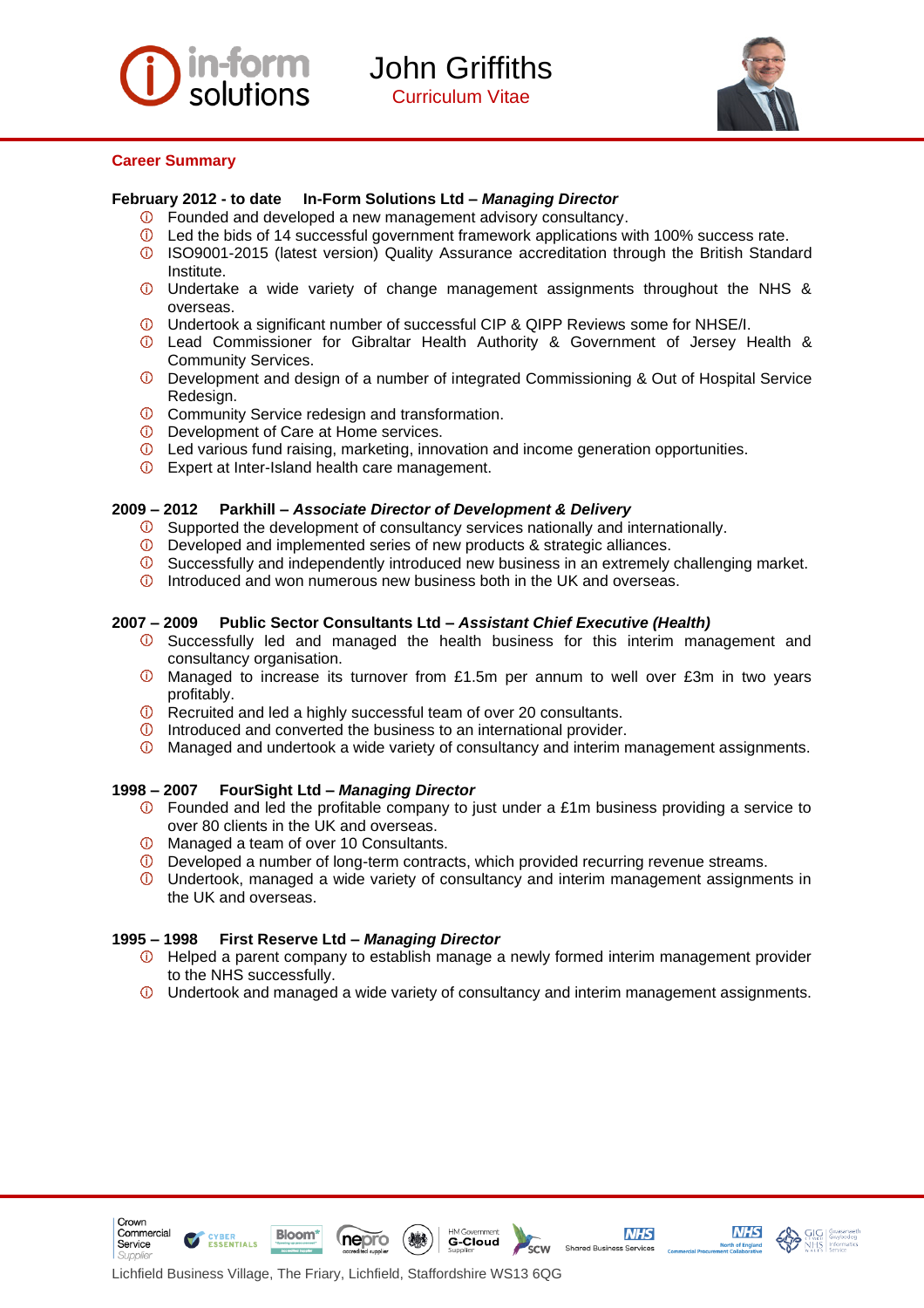# John Griffiths

Curriculum Vitae

## Career Summary

**February 2012 - to date In-Form Solutions Ltd – *Managing Director***

- Founded and developed a new management advisory consultancy.
- Led the bids of 14 successful government framework applications with 100% success rate.
- ISO9001-2015 (latest version) Quality Assurance accreditation through the British Standard Institute.
- Undertake a wide variety of change management assignments throughout the NHS & overseas.
- Undertook a significant number of successful CIP & QIPP Reviews some for NHSE/I.
- Lead Commissioner for Gibraltar Health Authority & Government of Jersey Health & Community Services.
- Development and design of a number of integrated Commissioning & Out of Hospital Service Redesign.
- Community Service redesign and transformation.
- Development of Care at Home services.
- Led various fund raising, marketing, innovation and income generation opportunities.
- Expert at Inter-Island health care management.

**2009 – 2012 Parkhill – *Associate Director of Development & Delivery***

- Supported the development of consultancy services nationally and internationally.
- Developed and implemented series of new products & strategic alliances.
- Successfully and independently introduced new business in an extremely challenging market.
- Introduced and won numerous new business both in the UK and overseas.

**2007 – 2009 Public Sector Consultants Ltd – *Assistant Chief Executive (Health)***

- Successfully led and managed the health business for this interim management and consultancy organisation.
- Managed to increase its turnover from £1.5m per annum to well over £3m in two years profitably.
- Recruited and led a highly successful team of over 20 consultants.
- Introduced and converted the business to an international provider.
- Managed and undertook a wide variety of consultancy and interim management assignments.

**1998 – 2007 FourSight Ltd – *Managing Director***

- Founded and led the profitable company to just under a £1m business providing a service to over 80 clients in the UK and overseas.
- Managed a team of over 10 Consultants.
- Developed a number of long-term contracts, which provided recurring revenue streams.
- Undertook, managed a wide variety of consultancy and interim management assignments in the UK and overseas.

**1995 – 1998 First Reserve Ltd – *Managing Director***

- Helped a parent company to establish manage a newly formed interim management provider to the NHS successfully.
- Undertook and managed a wide variety of consultancy and interim management assignments.

Lichfield Business Village, The Friary, Lichfield, Staffordshire WS13 6QG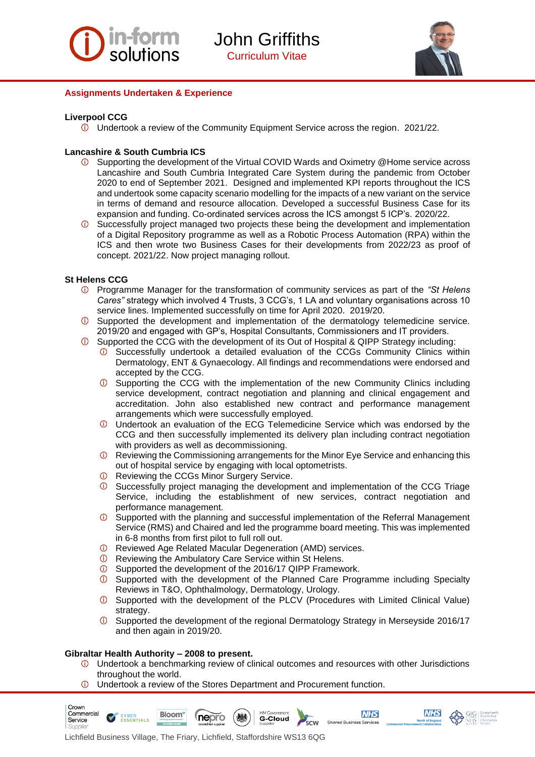## Assignments Undertaken & Experience

**Liverpool CCG**

- Undertook a review of the Community Equipment Service across the region. 2021/22.

**Lancashire & South Cumbria ICS**

- Supporting the development of the Virtual COVID Wards and Oximetry @Home service across Lancashire and South Cumbria Integrated Care System during the pandemic from October 2020 to end of September 2021. Designed and implemented KPI reports throughout the ICS and undertook some capacity scenario modelling for the impacts of a new variant on the service in terms of demand and resource allocation. Developed a successful Business Case for its expansion and funding. Co-ordinated services across the ICS amongst 5 ICP's. 2020/22.
- Successfully project managed two projects these being the development and implementation of a Digital Repository programme as well as a Robotic Process Automation (RPA) within the ICS and then wrote two Business Cases for their developments from 2022/23 as proof of concept. 2021/22. Now project managing rollout.

**St Helens CCG**

- Programme Manager for the transformation of community services as part of the *"St Helens Cares"* strategy which involved 4 Trusts, 3 CCG's, 1 LA and voluntary organisations across 10 service lines. Implemented successfully on time for April 2020. 2019/20.
- Supported the development and implementation of the dermatology telemedicine service. 2019/20 and engaged with GP's, Hospital Consultants, Commissioners and IT providers.
- Supported the CCG with the development of its Out of Hospital & QIPP Strategy including:
  - Successfully undertook a detailed evaluation of the CCGs Community Clinics within Dermatology, ENT & Gynaecology. All findings and recommendations were endorsed and accepted by the CCG.
  - Supporting the CCG with the implementation of the new Community Clinics including service development, contract negotiation and planning and clinical engagement and accreditation. John also established new contract and performance management arrangements which were successfully employed.
  - Undertook an evaluation of the ECG Telemedicine Service which was endorsed by the CCG and then successfully implemented its delivery plan including contract negotiation with providers as well as decommissioning.
  - Reviewing the Commissioning arrangements for the Minor Eye Service and enhancing this out of hospital service by engaging with local optometrists.
  - Reviewing the CCGs Minor Surgery Service.
  - Successfully project managing the development and implementation of the CCG Triage Service, including the establishment of new services, contract negotiation and performance management.
  - Supported with the planning and successful implementation of the Referral Management Service (RMS) and Chaired and led the programme board meeting. This was implemented in 6-8 months from first pilot to full roll out.
  - Reviewed Age Related Macular Degeneration (AMD) services.
  - Reviewing the Ambulatory Care Service within St Helens.
  - Supported the development of the 2016/17 QIPP Framework.
  - Supported with the development of the Planned Care Programme including Specialty Reviews in T&O, Ophthalmology, Dermatology, Urology.
  - Supported with the development of the PLCV (Procedures with Limited Clinical Value) strategy.
  - Supported the development of the regional Dermatology Strategy in Merseyside 2016/17 and then again in 2019/20.

**Gibraltar Health Authority – 2008 to present.**

- Undertook a benchmarking review of clinical outcomes and resources with other Jurisdictions throughout the world.
- Undertook a review of the Stores Department and Procurement function.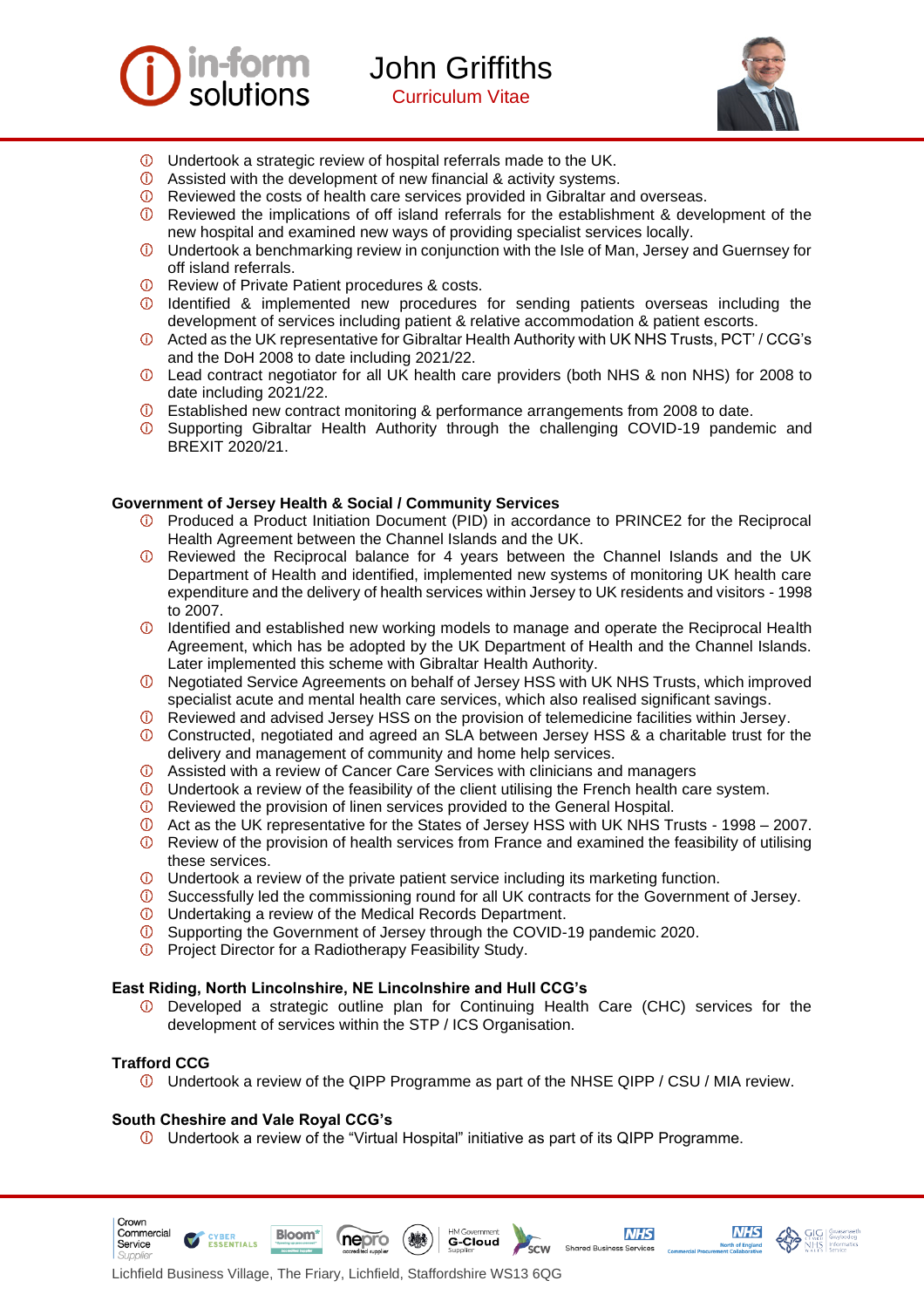- Undertook a strategic review of hospital referrals made to the UK.
- Assisted with the development of new financial & activity systems.
- Reviewed the costs of health care services provided in Gibraltar and overseas.
- Reviewed the implications of off island referrals for the establishment & development of the new hospital and examined new ways of providing specialist services locally.
- Undertook a benchmarking review in conjunction with the Isle of Man, Jersey and Guernsey for off island referrals.
- Review of Private Patient procedures & costs.
- Identified & implemented new procedures for sending patients overseas including the development of services including patient & relative accommodation & patient escorts.
- Acted as the UK representative for Gibraltar Health Authority with UK NHS Trusts, PCT' / CCG's and the DoH 2008 to date including 2021/22.
- Lead contract negotiator for all UK health care providers (both NHS & non NHS) for 2008 to date including 2021/22.
- Established new contract monitoring & performance arrangements from 2008 to date.
- Supporting Gibraltar Health Authority through the challenging COVID-19 pandemic and BREXIT 2020/21.

**Government of Jersey Health & Social / Community Services**

- Produced a Product Initiation Document (PID) in accordance to PRINCE2 for the Reciprocal Health Agreement between the Channel Islands and the UK.
- Reviewed the Reciprocal balance for 4 years between the Channel Islands and the UK Department of Health and identified, implemented new systems of monitoring UK health care expenditure and the delivery of health services within Jersey to UK residents and visitors - 1998 to 2007.
- Identified and established new working models to manage and operate the Reciprocal Health Agreement, which has be adopted by the UK Department of Health and the Channel Islands. Later implemented this scheme with Gibraltar Health Authority.
- Negotiated Service Agreements on behalf of Jersey HSS with UK NHS Trusts, which improved specialist acute and mental health care services, which also realised significant savings.
- Reviewed and advised Jersey HSS on the provision of telemedicine facilities within Jersey.
- Constructed, negotiated and agreed an SLA between Jersey HSS & a charitable trust for the delivery and management of community and home help services.
- Assisted with a review of Cancer Care Services with clinicians and managers
- Undertook a review of the feasibility of the client utilising the French health care system.
- Reviewed the provision of linen services provided to the General Hospital.
- Act as the UK representative for the States of Jersey HSS with UK NHS Trusts - 1998 – 2007.
- Review of the provision of health services from France and examined the feasibility of utilising these services.
- Undertook a review of the private patient service including its marketing function.
- Successfully led the commissioning round for all UK contracts for the Government of Jersey.
- Undertaking a review of the Medical Records Department.
- Supporting the Government of Jersey through the COVID-19 pandemic 2020.
- Project Director for a Radiotherapy Feasibility Study.

**East Riding, North Lincolnshire, NE Lincolnshire and Hull CCG's**

- Developed a strategic outline plan for Continuing Health Care (CHC) services for the development of services within the STP / ICS Organisation.

**Trafford CCG**

- Undertook a review of the QIPP Programme as part of the NHSE QIPP / CSU / MIA review.

**South Cheshire and Vale Royal CCG's**

- Undertook a review of the "Virtual Hospital" initiative as part of its QIPP Programme.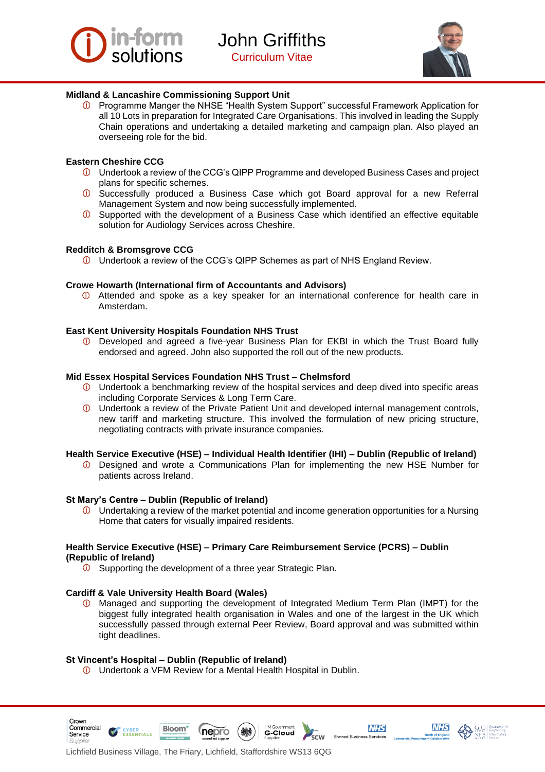**Midland & Lancashire Commissioning Support Unit**

- Programme Manger the NHSE "Health System Support" successful Framework Application for all 10 Lots in preparation for Integrated Care Organisations. This involved in leading the Supply Chain operations and undertaking a detailed marketing and campaign plan. Also played an overseeing role for the bid.

**Eastern Cheshire CCG**

- Undertook a review of the CCG's QIPP Programme and developed Business Cases and project plans for specific schemes.
- Successfully produced a Business Case which got Board approval for a new Referral Management System and now being successfully implemented.
- Supported with the development of a Business Case which identified an effective equitable solution for Audiology Services across Cheshire.

**Redditch & Bromsgrove CCG**

- Undertook a review of the CCG's QIPP Schemes as part of NHS England Review.

**Crowe Howarth (International firm of Accountants and Advisors)**

- Attended and spoke as a key speaker for an international conference for health care in Amsterdam.

**East Kent University Hospitals Foundation NHS Trust**

- Developed and agreed a five-year Business Plan for EKBI in which the Trust Board fully endorsed and agreed. John also supported the roll out of the new products.

**Mid Essex Hospital Services Foundation NHS Trust – Chelmsford**

- Undertook a benchmarking review of the hospital services and deep dived into specific areas including Corporate Services & Long Term Care.
- Undertook a review of the Private Patient Unit and developed internal management controls, new tariff and marketing structure. This involved the formulation of new pricing structure, negotiating contracts with private insurance companies.

**Health Service Executive (HSE) – Individual Health Identifier (IHI) – Dublin (Republic of Ireland)**

- Designed and wrote a Communications Plan for implementing the new HSE Number for patients across Ireland.

**St Mary's Centre – Dublin (Republic of Ireland)**

- Undertaking a review of the market potential and income generation opportunities for a Nursing Home that caters for visually impaired residents.

**Health Service Executive (HSE) – Primary Care Reimbursement Service (PCRS) – Dublin (Republic of Ireland)**

- Supporting the development of a three year Strategic Plan.

**Cardiff & Vale University Health Board (Wales)**

- Managed and supporting the development of Integrated Medium Term Plan (IMPT) for the biggest fully integrated health organisation in Wales and one of the largest in the UK which successfully passed through external Peer Review, Board approval and was submitted within tight deadlines.

**St Vincent's Hospital – Dublin (Republic of Ireland)**

- Undertook a VFM Review for a Mental Health Hospital in Dublin.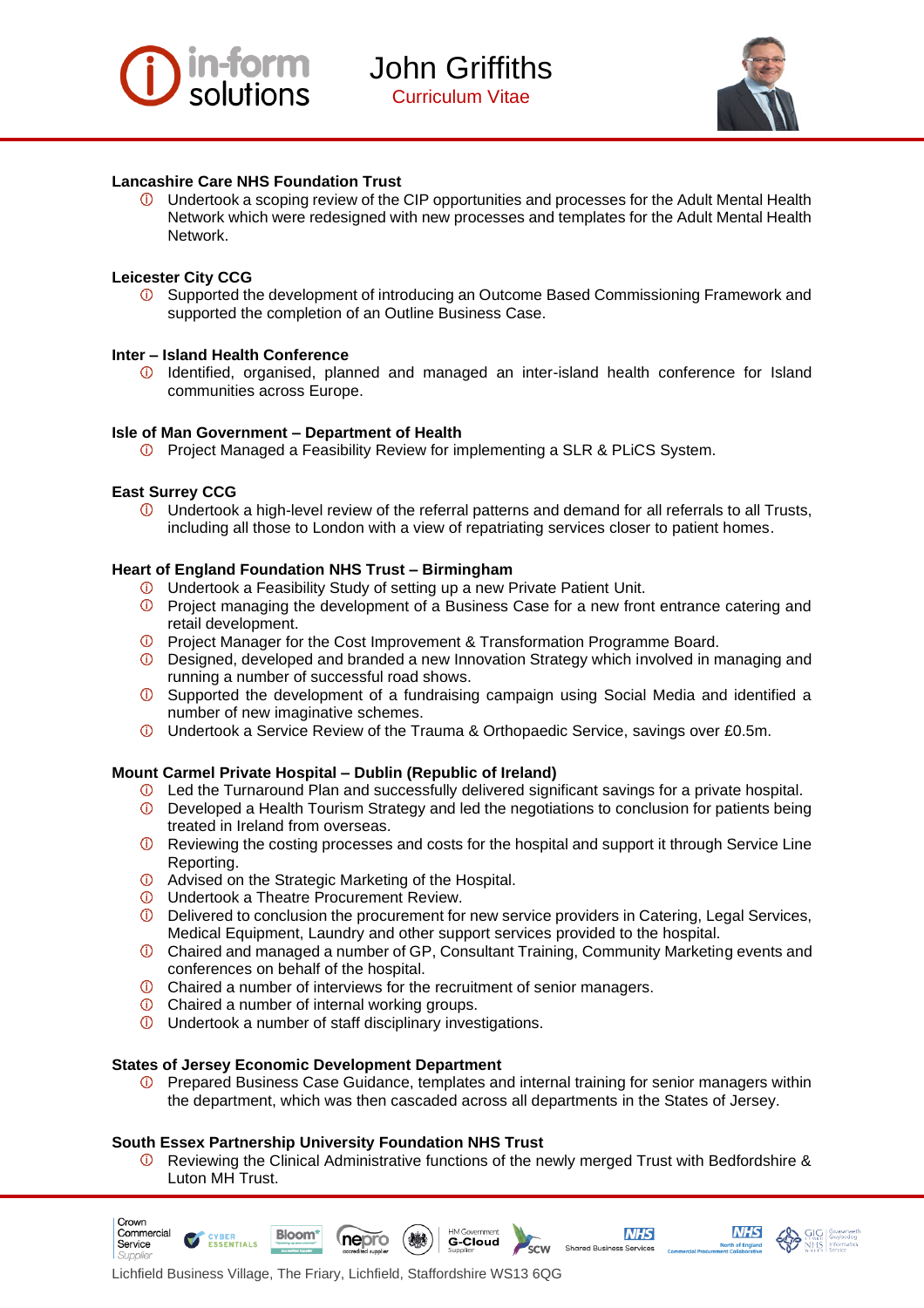**Lancashire Care NHS Foundation Trust**

- Undertook a scoping review of the CIP opportunities and processes for the Adult Mental Health Network which were redesigned with new processes and templates for the Adult Mental Health Network.

**Leicester City CCG**

- Supported the development of introducing an Outcome Based Commissioning Framework and supported the completion of an Outline Business Case.

**Inter – Island Health Conference**

- Identified, organised, planned and managed an inter-island health conference for Island communities across Europe.

**Isle of Man Government – Department of Health**

- Project Managed a Feasibility Review for implementing a SLR & PLiCS System.

**East Surrey CCG**

- Undertook a high-level review of the referral patterns and demand for all referrals to all Trusts, including all those to London with a view of repatriating services closer to patient homes.

**Heart of England Foundation NHS Trust – Birmingham**

- Undertook a Feasibility Study of setting up a new Private Patient Unit.
- Project managing the development of a Business Case for a new front entrance catering and retail development.
- Project Manager for the Cost Improvement & Transformation Programme Board.
- Designed, developed and branded a new Innovation Strategy which involved in managing and running a number of successful road shows.
- Supported the development of a fundraising campaign using Social Media and identified a number of new imaginative schemes.
- Undertook a Service Review of the Trauma & Orthopaedic Service, savings over £0.5m.

**Mount Carmel Private Hospital – Dublin (Republic of Ireland)**

- Led the Turnaround Plan and successfully delivered significant savings for a private hospital.
- Developed a Health Tourism Strategy and led the negotiations to conclusion for patients being treated in Ireland from overseas.
- Reviewing the costing processes and costs for the hospital and support it through Service Line Reporting.
- Advised on the Strategic Marketing of the Hospital.
- Undertook a Theatre Procurement Review.
- Delivered to conclusion the procurement for new service providers in Catering, Legal Services, Medical Equipment, Laundry and other support services provided to the hospital.
- Chaired and managed a number of GP, Consultant Training, Community Marketing events and conferences on behalf of the hospital.
- Chaired a number of interviews for the recruitment of senior managers.
- Chaired a number of internal working groups.
- Undertook a number of staff disciplinary investigations.

**States of Jersey Economic Development Department**

- Prepared Business Case Guidance, templates and internal training for senior managers within the department, which was then cascaded across all departments in the States of Jersey.

**South Essex Partnership University Foundation NHS Trust**

- Reviewing the Clinical Administrative functions of the newly merged Trust with Bedfordshire & Luton MH Trust.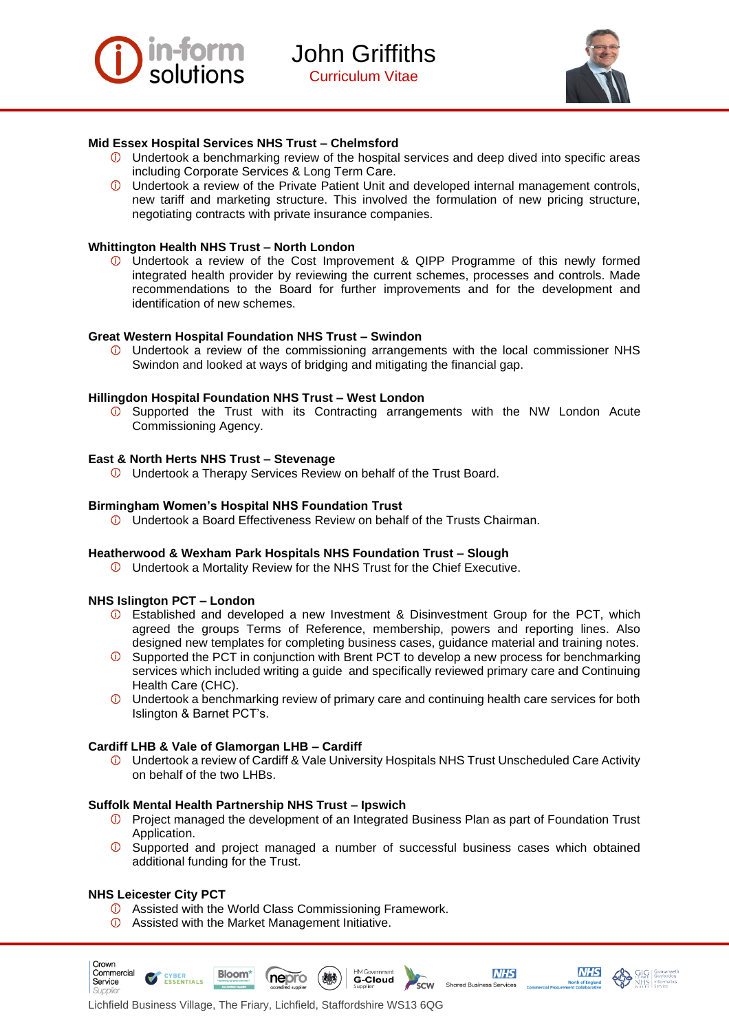**Mid Essex Hospital Services NHS Trust – Chelmsford**

- Undertook a benchmarking review of the hospital services and deep dived into specific areas including Corporate Services & Long Term Care.
- Undertook a review of the Private Patient Unit and developed internal management controls, new tariff and marketing structure. This involved the formulation of new pricing structure, negotiating contracts with private insurance companies.

**Whittington Health NHS Trust – North London**

- Undertook a review of the Cost Improvement & QIPP Programme of this newly formed integrated health provider by reviewing the current schemes, processes and controls. Made recommendations to the Board for further improvements and for the development and identification of new schemes.

**Great Western Hospital Foundation NHS Trust – Swindon**

- Undertook a review of the commissioning arrangements with the local commissioner NHS Swindon and looked at ways of bridging and mitigating the financial gap.

**Hillingdon Hospital Foundation NHS Trust – West London**

- Supported the Trust with its Contracting arrangements with the NW London Acute Commissioning Agency.

**East & North Herts NHS Trust – Stevenage**

- Undertook a Therapy Services Review on behalf of the Trust Board.

**Birmingham Women's Hospital NHS Foundation Trust**

- Undertook a Board Effectiveness Review on behalf of the Trusts Chairman.

**Heatherwood & Wexham Park Hospitals NHS Foundation Trust – Slough**

- Undertook a Mortality Review for the NHS Trust for the Chief Executive.

**NHS Islington PCT – London**

- Established and developed a new Investment & Disinvestment Group for the PCT, which agreed the groups Terms of Reference, membership, powers and reporting lines. Also designed new templates for completing business cases, guidance material and training notes.
- Supported the PCT in conjunction with Brent PCT to develop a new process for benchmarking services which included writing a guide and specifically reviewed primary care and Continuing Health Care (CHC).
- Undertook a benchmarking review of primary care and continuing health care services for both Islington & Barnet PCT's.

**Cardiff LHB & Vale of Glamorgan LHB – Cardiff**

- Undertook a review of Cardiff & Vale University Hospitals NHS Trust Unscheduled Care Activity on behalf of the two LHBs.

**Suffolk Mental Health Partnership NHS Trust – Ipswich**

- Project managed the development of an Integrated Business Plan as part of Foundation Trust Application.
- Supported and project managed a number of successful business cases which obtained additional funding for the Trust.

**NHS Leicester City PCT**

- Assisted with the World Class Commissioning Framework.
- Assisted with the Market Management Initiative.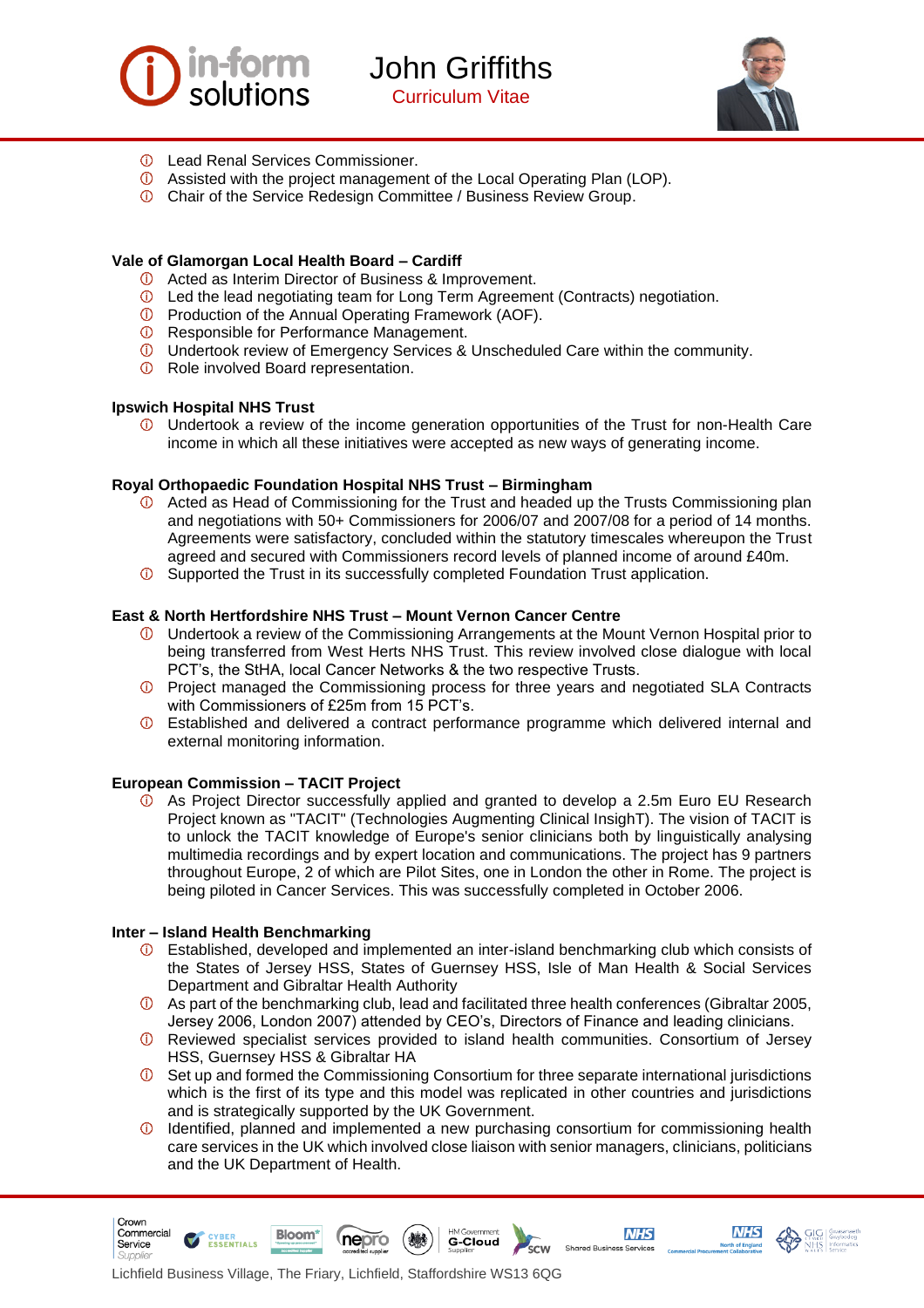- Lead Renal Services Commissioner.
- Assisted with the project management of the Local Operating Plan (LOP).
- Chair of the Service Redesign Committee / Business Review Group.

**Vale of Glamorgan Local Health Board – Cardiff**

- Acted as Interim Director of Business & Improvement.
- Led the lead negotiating team for Long Term Agreement (Contracts) negotiation.
- Production of the Annual Operating Framework (AOF).
- Responsible for Performance Management.
- Undertook review of Emergency Services & Unscheduled Care within the community.
- Role involved Board representation.

**Ipswich Hospital NHS Trust**

- Undertook a review of the income generation opportunities of the Trust for non-Health Care income in which all these initiatives were accepted as new ways of generating income.

**Royal Orthopaedic Foundation Hospital NHS Trust – Birmingham**

- Acted as Head of Commissioning for the Trust and headed up the Trusts Commissioning plan and negotiations with 50+ Commissioners for 2006/07 and 2007/08 for a period of 14 months. Agreements were satisfactory, concluded within the statutory timescales whereupon the Trust agreed and secured with Commissioners record levels of planned income of around £40m.
- Supported the Trust in its successfully completed Foundation Trust application.

**East & North Hertfordshire NHS Trust – Mount Vernon Cancer Centre**

- Undertook a review of the Commissioning Arrangements at the Mount Vernon Hospital prior to being transferred from West Herts NHS Trust. This review involved close dialogue with local PCT's, the StHA, local Cancer Networks & the two respective Trusts.
- Project managed the Commissioning process for three years and negotiated SLA Contracts with Commissioners of £25m from 15 PCT's.
- Established and delivered a contract performance programme which delivered internal and external monitoring information.

**European Commission – TACIT Project**

- As Project Director successfully applied and granted to develop a 2.5m Euro EU Research Project known as "TACIT" (Technologies Augmenting Clinical InsighT). The vision of TACIT is to unlock the TACIT knowledge of Europe's senior clinicians both by linguistically analysing multimedia recordings and by expert location and communications. The project has 9 partners throughout Europe, 2 of which are Pilot Sites, one in London the other in Rome. The project is being piloted in Cancer Services. This was successfully completed in October 2006.

**Inter – Island Health Benchmarking**

- Established, developed and implemented an inter-island benchmarking club which consists of the States of Jersey HSS, States of Guernsey HSS, Isle of Man Health & Social Services Department and Gibraltar Health Authority
- As part of the benchmarking club, lead and facilitated three health conferences (Gibraltar 2005, Jersey 2006, London 2007) attended by CEO's, Directors of Finance and leading clinicians.
- Reviewed specialist services provided to island health communities. Consortium of Jersey HSS, Guernsey HSS & Gibraltar HA
- Set up and formed the Commissioning Consortium for three separate international jurisdictions which is the first of its type and this model was replicated in other countries and jurisdictions and is strategically supported by the UK Government.
- Identified, planned and implemented a new purchasing consortium for commissioning health care services in the UK which involved close liaison with senior managers, clinicians, politicians and the UK Department of Health.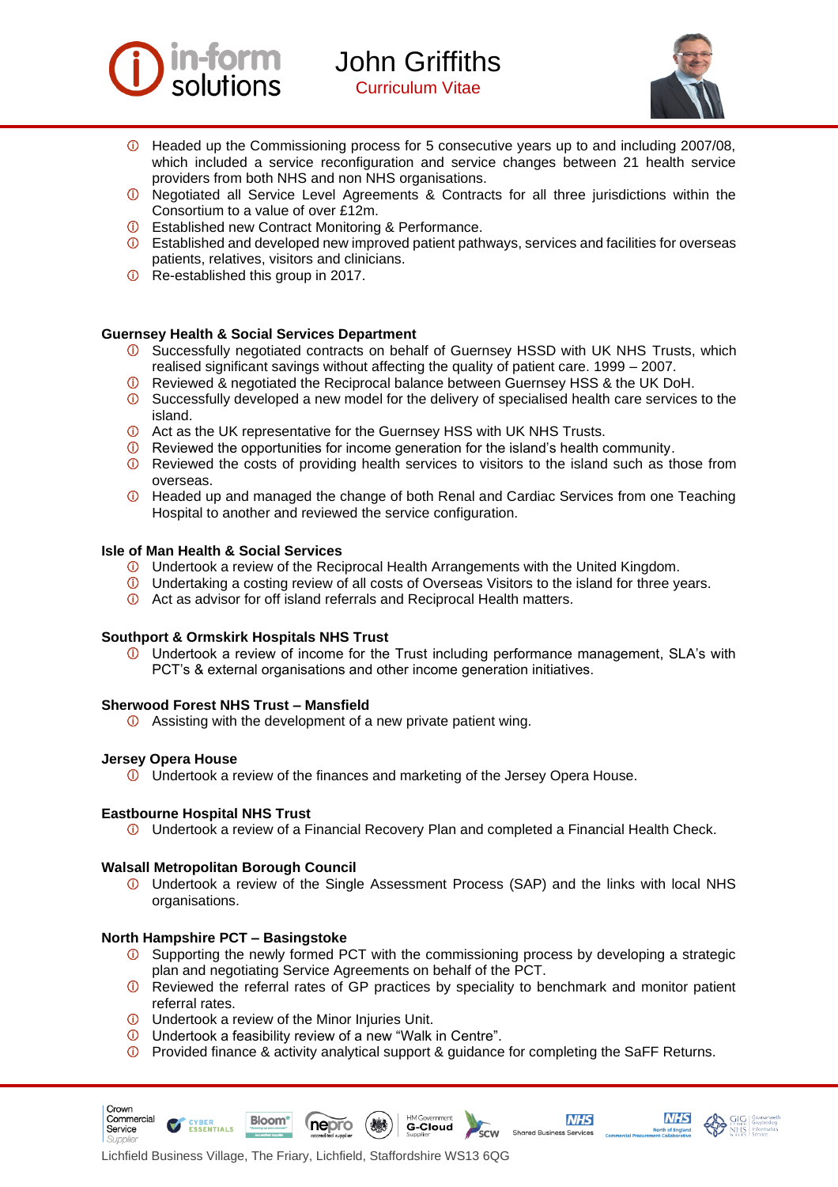- Headed up the Commissioning process for 5 consecutive years up to and including 2007/08, which included a service reconfiguration and service changes between 21 health service providers from both NHS and non NHS organisations.
- Negotiated all Service Level Agreements & Contracts for all three jurisdictions within the Consortium to a value of over £12m.
- Established new Contract Monitoring & Performance.
- Established and developed new improved patient pathways, services and facilities for overseas patients, relatives, visitors and clinicians.
- Re-established this group in 2017.

**Guernsey Health & Social Services Department**

- Successfully negotiated contracts on behalf of Guernsey HSSD with UK NHS Trusts, which realised significant savings without affecting the quality of patient care. 1999 – 2007.
- Reviewed & negotiated the Reciprocal balance between Guernsey HSS & the UK DoH.
- Successfully developed a new model for the delivery of specialised health care services to the island.
- Act as the UK representative for the Guernsey HSS with UK NHS Trusts.
- Reviewed the opportunities for income generation for the island's health community.
- Reviewed the costs of providing health services to visitors to the island such as those from overseas.
- Headed up and managed the change of both Renal and Cardiac Services from one Teaching Hospital to another and reviewed the service configuration.

**Isle of Man Health & Social Services**

- Undertook a review of the Reciprocal Health Arrangements with the United Kingdom.
- Undertaking a costing review of all costs of Overseas Visitors to the island for three years.
- Act as advisor for off island referrals and Reciprocal Health matters.

**Southport & Ormskirk Hospitals NHS Trust**

- Undertook a review of income for the Trust including performance management, SLA's with PCT's & external organisations and other income generation initiatives.

**Sherwood Forest NHS Trust – Mansfield**

- Assisting with the development of a new private patient wing.

**Jersey Opera House**

- Undertook a review of the finances and marketing of the Jersey Opera House.

**Eastbourne Hospital NHS Trust**

- Undertook a review of a Financial Recovery Plan and completed a Financial Health Check.

**Walsall Metropolitan Borough Council**

- Undertook a review of the Single Assessment Process (SAP) and the links with local NHS organisations.

**North Hampshire PCT – Basingstoke**

- Supporting the newly formed PCT with the commissioning process by developing a strategic plan and negotiating Service Agreements on behalf of the PCT.
- Reviewed the referral rates of GP practices by speciality to benchmark and monitor patient referral rates.
- Undertook a review of the Minor Injuries Unit.
- Undertook a feasibility review of a new "Walk in Centre".
- Provided finance & activity analytical support & guidance for completing the SaFF Returns.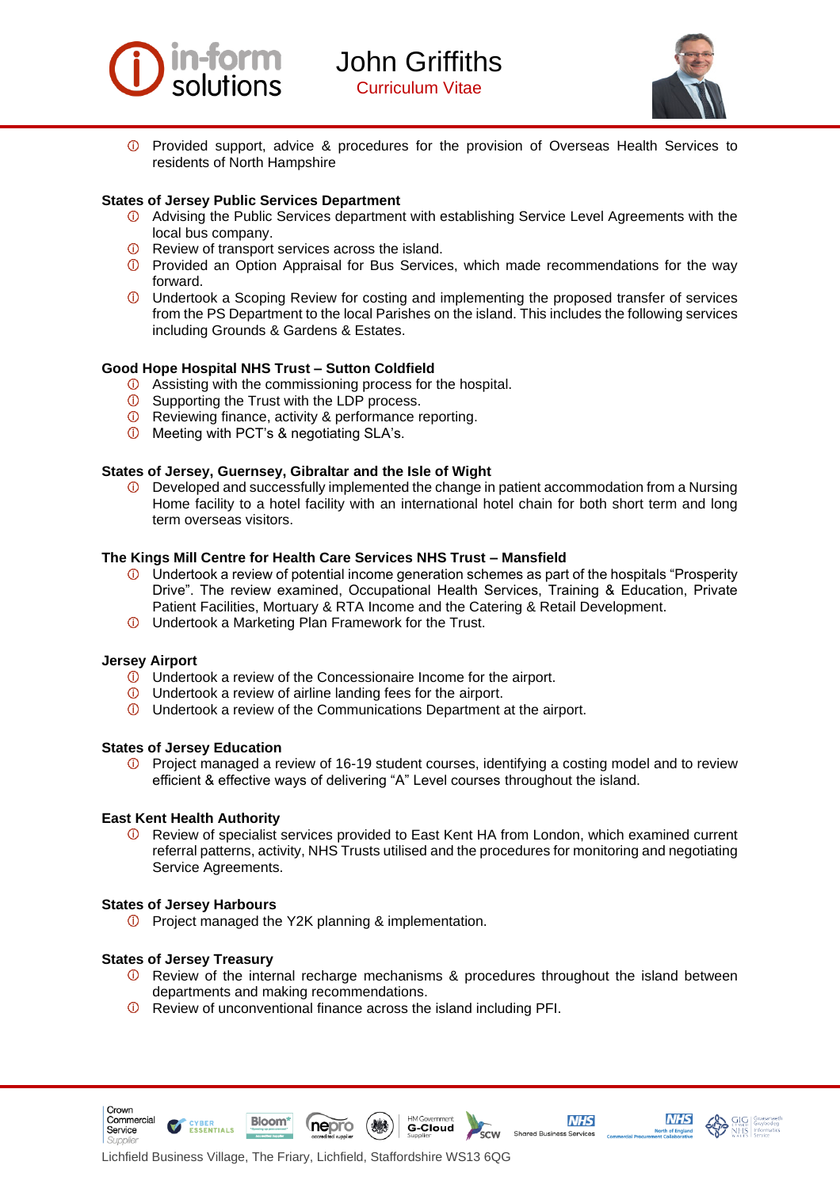- Provided support, advice & procedures for the provision of Overseas Health Services to residents of North Hampshire

**States of Jersey Public Services Department**

- Advising the Public Services department with establishing Service Level Agreements with the local bus company.
- Review of transport services across the island.
- Provided an Option Appraisal for Bus Services, which made recommendations for the way forward.
- Undertook a Scoping Review for costing and implementing the proposed transfer of services from the PS Department to the local Parishes on the island. This includes the following services including Grounds & Gardens & Estates.

**Good Hope Hospital NHS Trust – Sutton Coldfield**

- Assisting with the commissioning process for the hospital.
- Supporting the Trust with the LDP process.
- Reviewing finance, activity & performance reporting.
- Meeting with PCT's & negotiating SLA's.

**States of Jersey, Guernsey, Gibraltar and the Isle of Wight**

- Developed and successfully implemented the change in patient accommodation from a Nursing Home facility to a hotel facility with an international hotel chain for both short term and long term overseas visitors.

**The Kings Mill Centre for Health Care Services NHS Trust – Mansfield**

- Undertook a review of potential income generation schemes as part of the hospitals "Prosperity Drive". The review examined, Occupational Health Services, Training & Education, Private Patient Facilities, Mortuary & RTA Income and the Catering & Retail Development.
- Undertook a Marketing Plan Framework for the Trust.

**Jersey Airport**

- Undertook a review of the Concessionaire Income for the airport.
- Undertook a review of airline landing fees for the airport.
- Undertook a review of the Communications Department at the airport.

**States of Jersey Education**

- Project managed a review of 16-19 student courses, identifying a costing model and to review efficient & effective ways of delivering "A" Level courses throughout the island.

**East Kent Health Authority**

- Review of specialist services provided to East Kent HA from London, which examined current referral patterns, activity, NHS Trusts utilised and the procedures for monitoring and negotiating Service Agreements.

**States of Jersey Harbours**

- Project managed the Y2K planning & implementation.

**States of Jersey Treasury**

- Review of the internal recharge mechanisms & procedures throughout the island between departments and making recommendations.
- Review of unconventional finance across the island including PFI.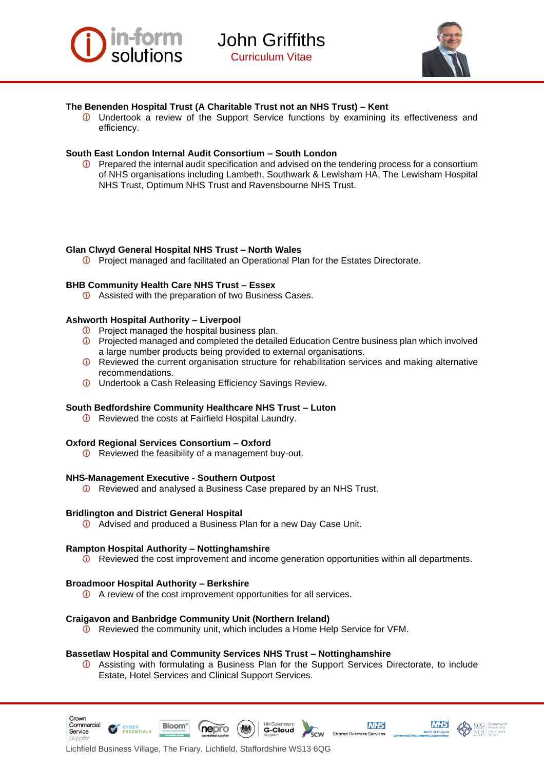**The Benenden Hospital Trust (A Charitable Trust not an NHS Trust) – Kent**

- Undertook a review of the Support Service functions by examining its effectiveness and efficiency.

**South East London Internal Audit Consortium – South London**

- Prepared the internal audit specification and advised on the tendering process for a consortium of NHS organisations including Lambeth, Southwark & Lewisham HA, The Lewisham Hospital NHS Trust, Optimum NHS Trust and Ravensbourne NHS Trust.

**Glan Clwyd General Hospital NHS Trust – North Wales**

- Project managed and facilitated an Operational Plan for the Estates Directorate.

**BHB Community Health Care NHS Trust – Essex**

- Assisted with the preparation of two Business Cases.

**Ashworth Hospital Authority – Liverpool**

- Project managed the hospital business plan.
- Projected managed and completed the detailed Education Centre business plan which involved a large number products being provided to external organisations.
- Reviewed the current organisation structure for rehabilitation services and making alternative recommendations.
- Undertook a Cash Releasing Efficiency Savings Review.

**South Bedfordshire Community Healthcare NHS Trust – Luton**

- Reviewed the costs at Fairfield Hospital Laundry.

**Oxford Regional Services Consortium – Oxford**

- Reviewed the feasibility of a management buy-out.

**NHS-Management Executive - Southern Outpost**

- Reviewed and analysed a Business Case prepared by an NHS Trust.

**Bridlington and District General Hospital**

- Advised and produced a Business Plan for a new Day Case Unit.

**Rampton Hospital Authority – Nottinghamshire**

- Reviewed the cost improvement and income generation opportunities within all departments.

**Broadmoor Hospital Authority – Berkshire**

- A review of the cost improvement opportunities for all services.

**Craigavon and Banbridge Community Unit (Northern Ireland)**

- Reviewed the community unit, which includes a Home Help Service for VFM.

**Bassetlaw Hospital and Community Services NHS Trust – Nottinghamshire**

- Assisting with formulating a Business Plan for the Support Services Directorate, to include Estate, Hotel Services and Clinical Support Services.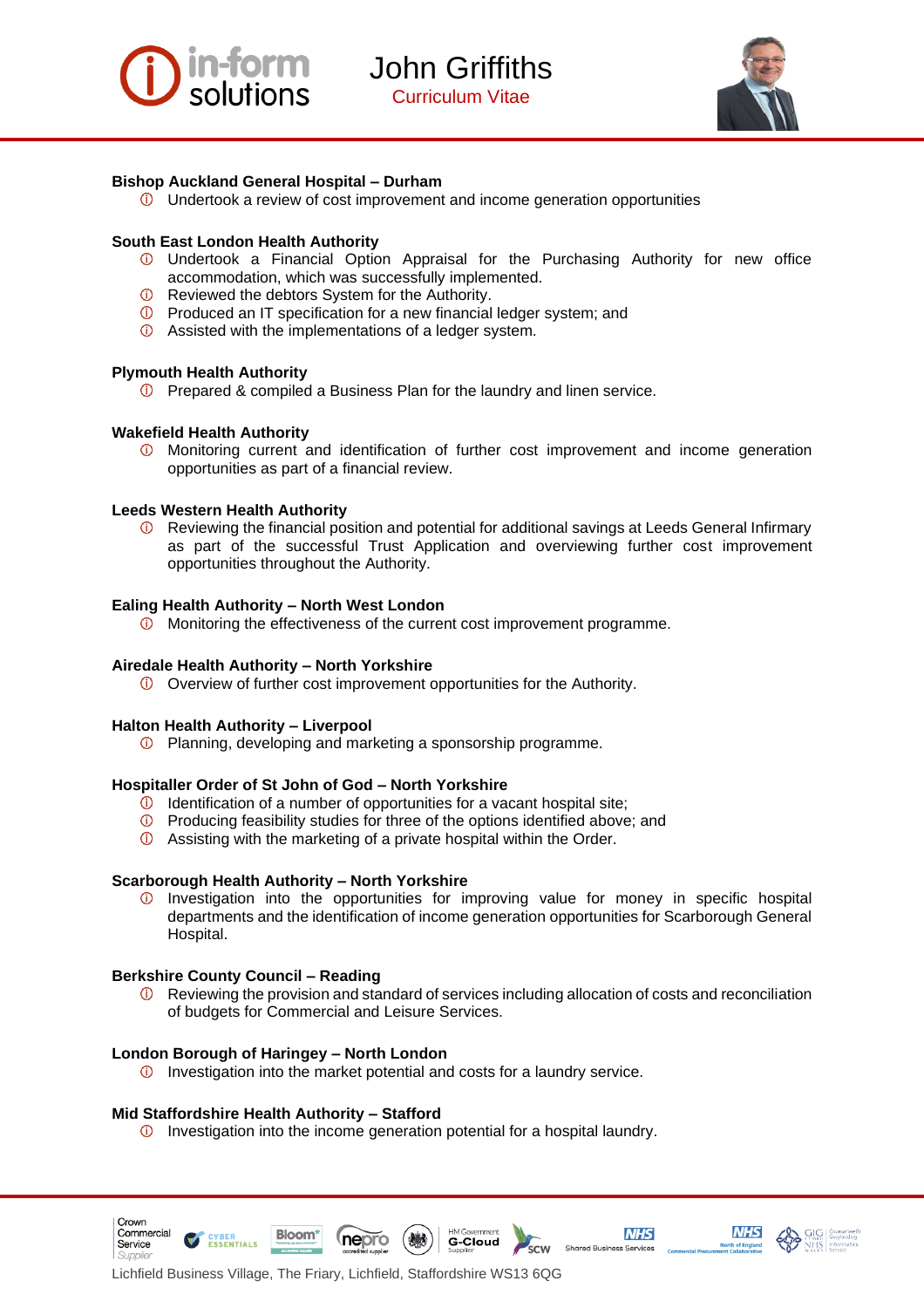**Bishop Auckland General Hospital – Durham**

- Undertook a review of cost improvement and income generation opportunities

**South East London Health Authority**

- Undertook a Financial Option Appraisal for the Purchasing Authority for new office accommodation, which was successfully implemented.
- Reviewed the debtors System for the Authority.
- Produced an IT specification for a new financial ledger system; and
- Assisted with the implementations of a ledger system.

**Plymouth Health Authority**

- Prepared & compiled a Business Plan for the laundry and linen service.

**Wakefield Health Authority**

- Monitoring current and identification of further cost improvement and income generation opportunities as part of a financial review.

**Leeds Western Health Authority**

- Reviewing the financial position and potential for additional savings at Leeds General Infirmary as part of the successful Trust Application and overviewing further cost improvement opportunities throughout the Authority.

**Ealing Health Authority – North West London**

- Monitoring the effectiveness of the current cost improvement programme.

**Airedale Health Authority – North Yorkshire**

- Overview of further cost improvement opportunities for the Authority.

**Halton Health Authority – Liverpool**

- Planning, developing and marketing a sponsorship programme.

**Hospitaller Order of St John of God – North Yorkshire**

- Identification of a number of opportunities for a vacant hospital site;
- Producing feasibility studies for three of the options identified above; and
- Assisting with the marketing of a private hospital within the Order.

**Scarborough Health Authority – North Yorkshire**

- Investigation into the opportunities for improving value for money in specific hospital departments and the identification of income generation opportunities for Scarborough General Hospital.

**Berkshire County Council – Reading**

- Reviewing the provision and standard of services including allocation of costs and reconciliation of budgets for Commercial and Leisure Services.

**London Borough of Haringey – North London**

- Investigation into the market potential and costs for a laundry service.

**Mid Staffordshire Health Authority – Stafford**

- Investigation into the income generation potential for a hospital laundry.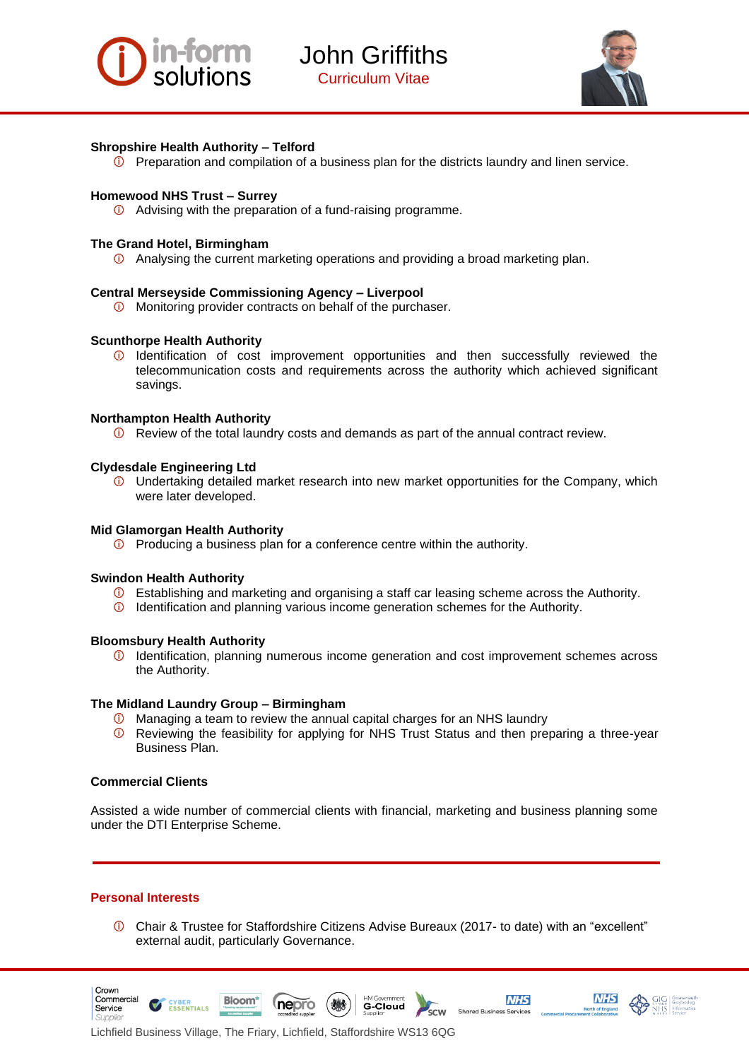**Shropshire Health Authority – Telford**

- Preparation and compilation of a business plan for the districts laundry and linen service.

**Homewood NHS Trust – Surrey**

- Advising with the preparation of a fund-raising programme.

**The Grand Hotel, Birmingham**

- Analysing the current marketing operations and providing a broad marketing plan.

**Central Merseyside Commissioning Agency – Liverpool**

- Monitoring provider contracts on behalf of the purchaser.

**Scunthorpe Health Authority**

- Identification of cost improvement opportunities and then successfully reviewed the telecommunication costs and requirements across the authority which achieved significant savings.

**Northampton Health Authority**

- Review of the total laundry costs and demands as part of the annual contract review.

**Clydesdale Engineering Ltd**

- Undertaking detailed market research into new market opportunities for the Company, which were later developed.

**Mid Glamorgan Health Authority**

- Producing a business plan for a conference centre within the authority.

**Swindon Health Authority**

- Establishing and marketing and organising a staff car leasing scheme across the Authority.
- Identification and planning various income generation schemes for the Authority.

**Bloomsbury Health Authority**

- Identification, planning numerous income generation and cost improvement schemes across the Authority.

**The Midland Laundry Group – Birmingham**

- Managing a team to review the annual capital charges for an NHS laundry
- Reviewing the feasibility for applying for NHS Trust Status and then preparing a three-year Business Plan.

**Commercial Clients**

Assisted a wide number of commercial clients with financial, marketing and business planning some under the DTI Enterprise Scheme.

## Personal Interests

- Chair & Trustee for Staffordshire Citizens Advise Bureaux (2017- to date) with an "excellent" external audit, particularly Governance.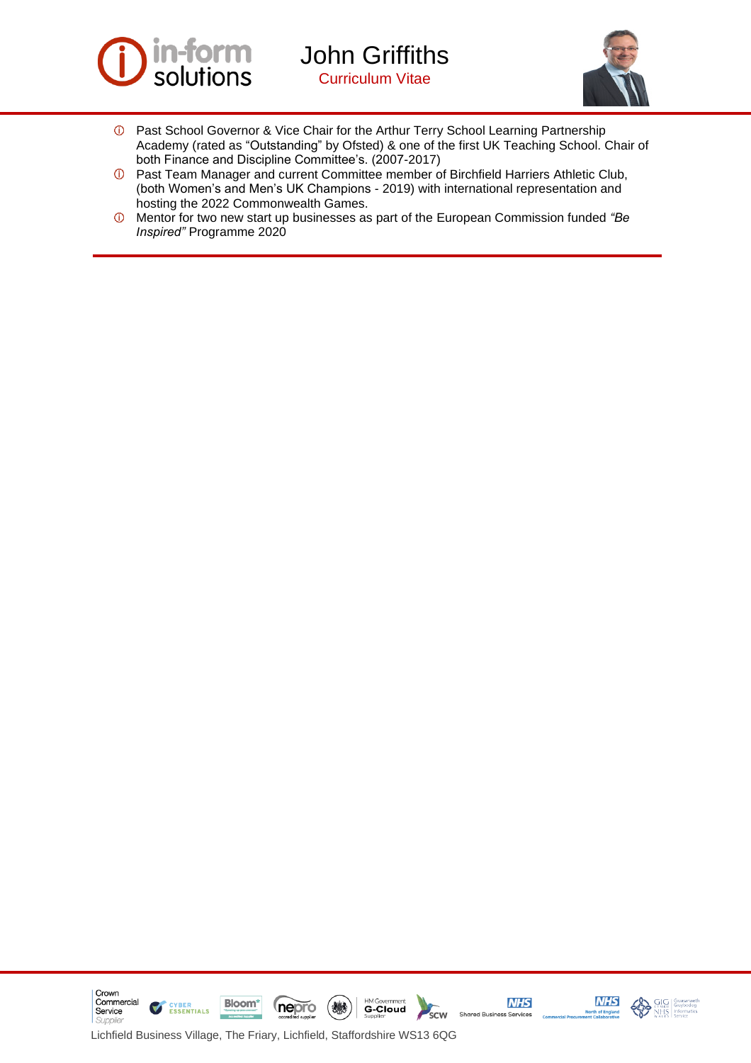- Past School Governor & Vice Chair for the Arthur Terry School Learning Partnership Academy (rated as "Outstanding" by Ofsted) & one of the first UK Teaching School. Chair of both Finance and Discipline Committee's. (2007-2017)
- Past Team Manager and current Committee member of Birchfield Harriers Athletic Club, (both Women's and Men's UK Champions - 2019) with international representation and hosting the 2022 Commonwealth Games.
- Mentor for two new start up businesses as part of the European Commission funded *"Be Inspired"* Programme 2020